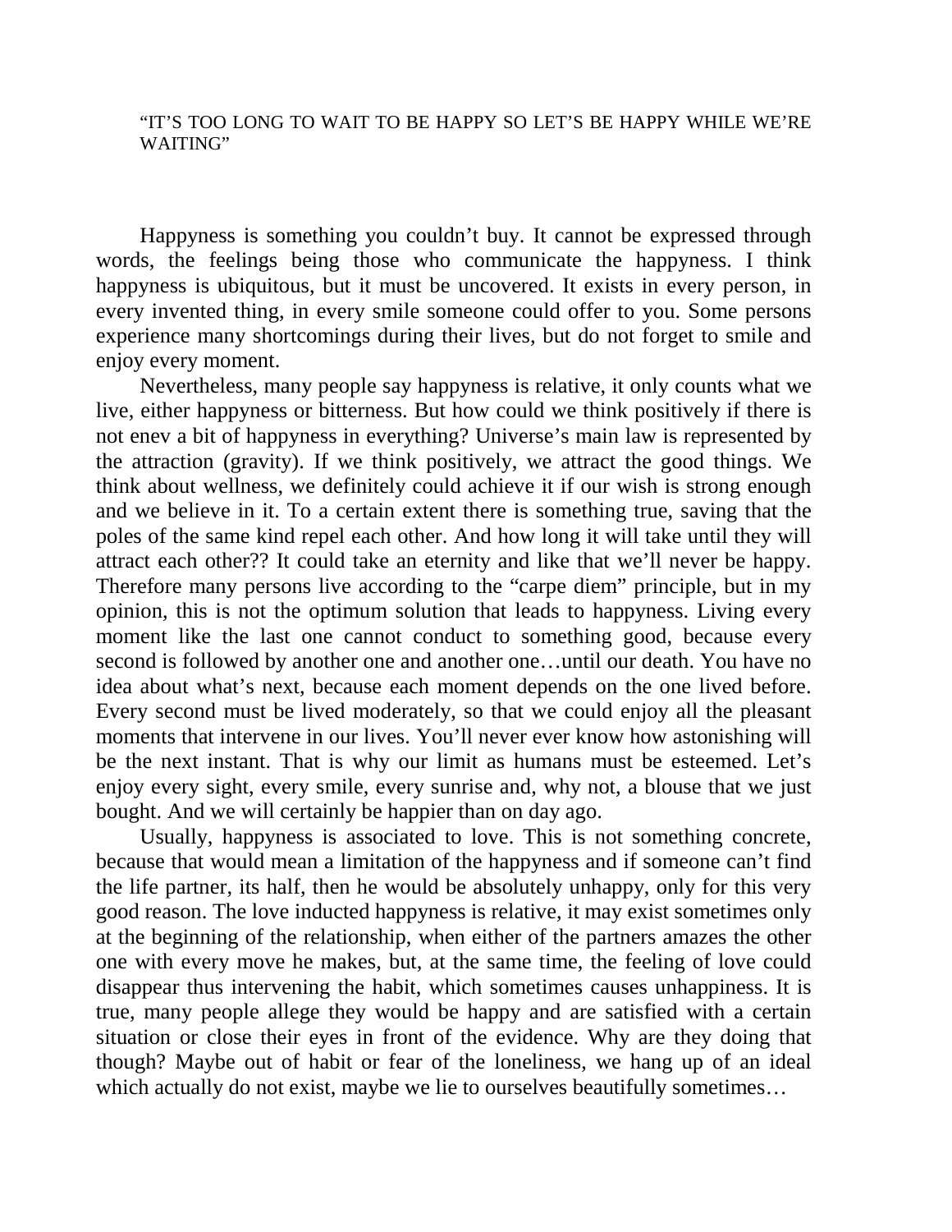"IT'S TOO LONG TO WAIT TO BE HAPPY SO LET'S BE HAPPY WHILE WE'RE WAITING"

Happyness is something you couldn't buy. It cannot be expressed through words, the feelings being those who communicate the happyness. I think happyness is ubiquitous, but it must be uncovered. It exists in every person, in every invented thing, in every smile someone could offer to you. Some persons experience many shortcomings during their lives, but do not forget to smile and enjoy every moment.

Nevertheless, many people say happyness is relative, it only counts what we live, either happyness or bitterness. But how could we think positively if there is not enev a bit of happyness in everything? Universe's main law is represented by the attraction (gravity). If we think positively, we attract the good things. We think about wellness, we definitely could achieve it if our wish is strong enough and we believe in it. To a certain extent there is something true, saving that the poles of the same kind repel each other. And how long it will take until they will attract each other?? It could take an eternity and like that we'll never be happy. Therefore many persons live according to the "carpe diem" principle, but in my opinion, this is not the optimum solution that leads to happyness. Living every moment like the last one cannot conduct to something good, because every second is followed by another one and another one…until our death. You have no idea about what's next, because each moment depends on the one lived before. Every second must be lived moderately, so that we could enjoy all the pleasant moments that intervene in our lives. You'll never ever know how astonishing will be the next instant. That is why our limit as humans must be esteemed. Let's enjoy every sight, every smile, every sunrise and, why not, a blouse that we just bought. And we will certainly be happier than on day ago.

Usually, happyness is associated to love. This is not something concrete, because that would mean a limitation of the happyness and if someone can't find the life partner, its half, then he would be absolutely unhappy, only for this very good reason. The love inducted happyness is relative, it may exist sometimes only at the beginning of the relationship, when either of the partners amazes the other one with every move he makes, but, at the same time, the feeling of love could disappear thus intervening the habit, which sometimes causes unhappiness. It is true, many people allege they would be happy and are satisfied with a certain situation or close their eyes in front of the evidence. Why are they doing that though? Maybe out of habit or fear of the loneliness, we hang up of an ideal which actually do not exist, maybe we lie to ourselves beautifully sometimes…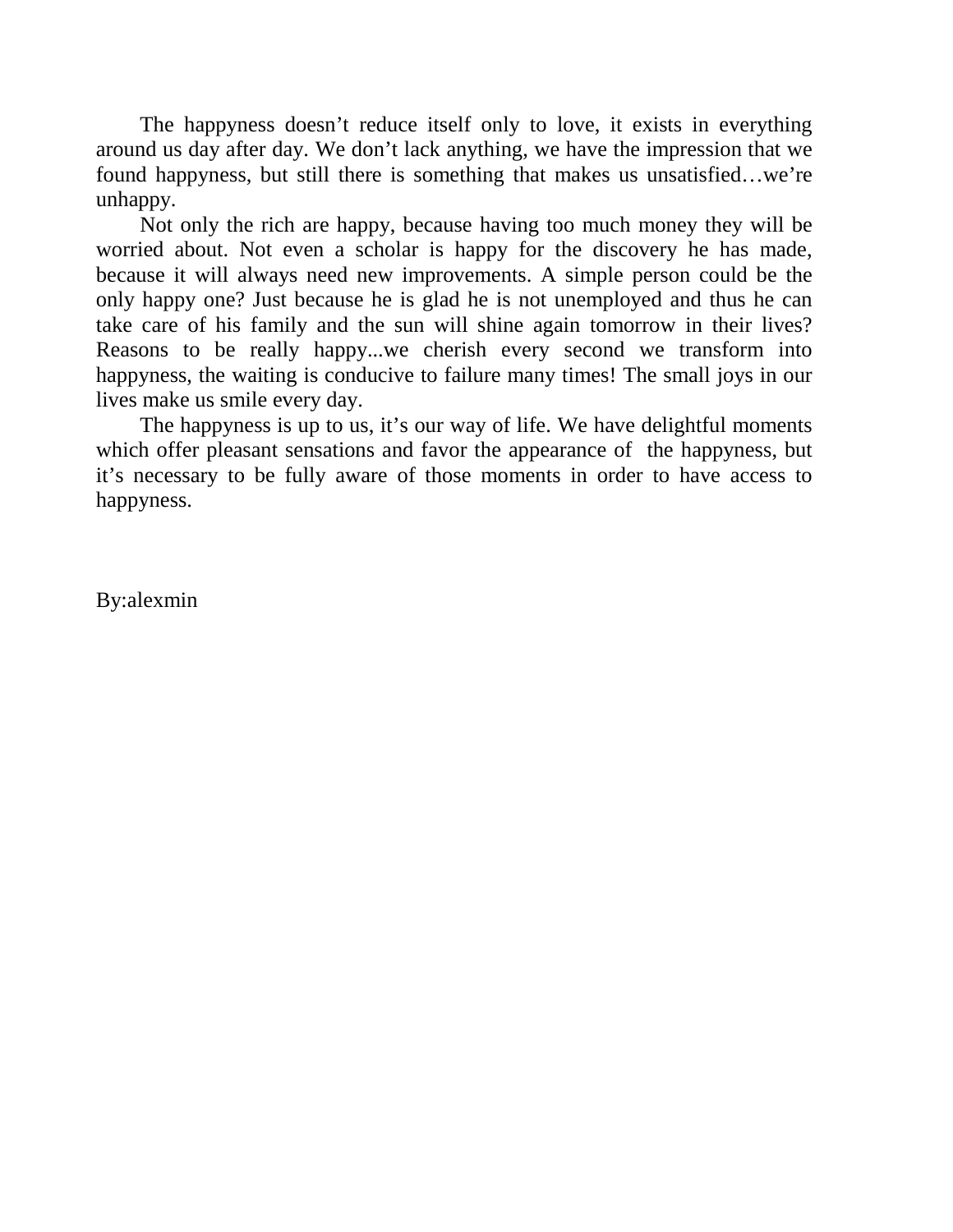The happyness doesn't reduce itself only to love, it exists in everything around us day after day. We don't lack anything, we have the impression that we found happyness, but still there is something that makes us unsatisfied…we're unhappy.

Not only the rich are happy, because having too much money they will be worried about. Not even a scholar is happy for the discovery he has made, because it will always need new improvements. A simple person could be the only happy one? Just because he is glad he is not unemployed and thus he can take care of his family and the sun will shine again tomorrow in their lives? Reasons to be really happy...we cherish every second we transform into happyness, the waiting is conducive to failure many times! The small joys in our lives make us smile every day.

The happyness is up to us, it's our way of life. We have delightful moments which offer pleasant sensations and favor the appearance of the happyness, but it's necessary to be fully aware of those moments in order to have access to happyness.

By:alexmin